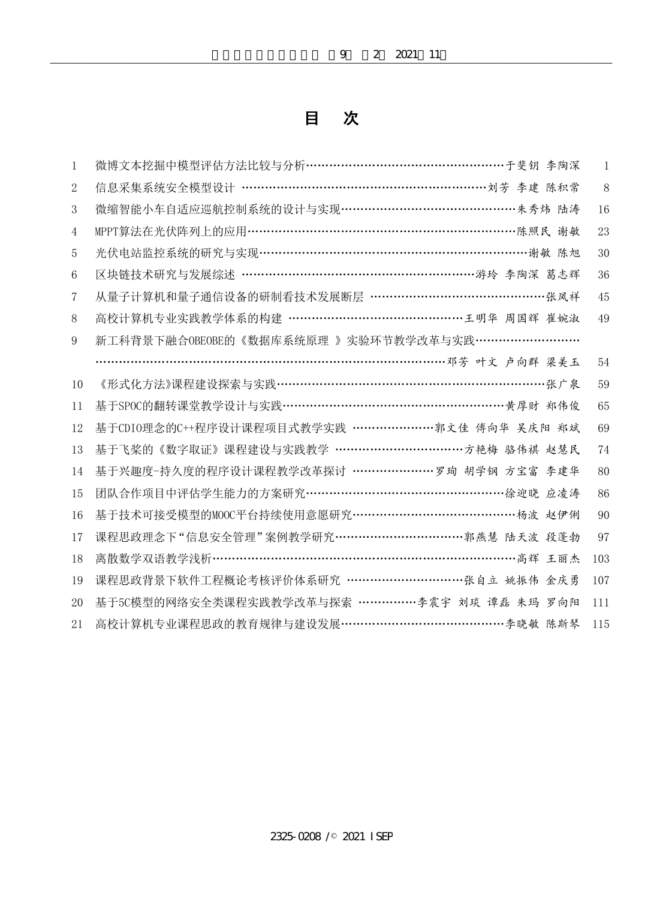# 目　次

| | | | |
|---|---|---|---|
| 1 | 微博文本挖掘中模型评估方法比较与分析 | 于斐钥 李陶深 | 1 |
| 2 | 信息采集系统安全模型设计 | 刘芳 李建 陈积常 | 8 |
| 3 | 微缩智能小车自适应巡航控制系统的设计与实现 | 朱秀炜 陆涛 | 16 |
| 4 | MPPT算法在光伏阵列上的应用 | 陈照民 谢敏 | 23 |
| 5 | 光伏电站监控系统的研究与实现 | 谢敏 陈旭 | 30 |
| 6 | 区块链技术研究与发展综述 | 游玲 李陶深 葛志辉 | 36 |
| 7 | 从量子计算机和量子通信设备的研制看技术发展断层 | 张凤祥 | 45 |
| 8 | 高校计算机专业实践教学体系的构建 | 王明华 周国辉 崔婉淑 | 49 |
| 9 | 新工科背景下融合OBEOBE的《数据库系统原理 》实验环节教学改革与实践 | 邓芳 叶文 卢向群 梁美玉 | 54 |
| 10 | 《形式化方法》课程建设探索与实践 | 张广泉 | 59 |
| 11 | 基于SPOC的翻转课堂教学设计与实践 | 黄厚财 郑伟俊 | 65 |
| 12 | 基于CDIO理念的C++程序设计课程项目式教学实践 | 郭文佳 傅向华 吴庆阳 郑斌 | 69 |
| 13 | 基于飞桨的《数字取证》课程建设与实践教学 | 方艳梅 骆伟祺 赵慧民 | 74 |
| 14 | 基于兴趣度-持久度的程序设计课程教学改革探讨 | 罗珣 胡学钢 方宝富 李建华 | 80 |
| 15 | 团队合作项目中评估学生能力的方案研究 | 徐迎晓 应凌涛 | 86 |
| 16 | 基于技术可接受模型的MOOC平台持续使用意愿研究 | 杨波 赵伊俐 | 90 |
| 17 | 课程思政理念下“信息安全管理”案例教学研究 | 郭燕慧 陆天波 段蓬勃 | 97 |
| 18 | 离散数学双语教学浅析 | 高辉 王丽杰 | 103 |
| 19 | 课程思政背景下软件工程概论考核评价体系研究 | 张自立 姚振伟 金庆勇 | 107 |
| 20 | 基于5C模型的网络安全类课程实践教学改革与探索 | 李震宇 刘琰 谭磊 朱玛 罗向阳 | 111 |
| 21 | 高校计算机专业课程思政的教育规律与建设发展 | 李晓敏 陈斯琴 | 115 |

2325-0208 /© 2021 ISEP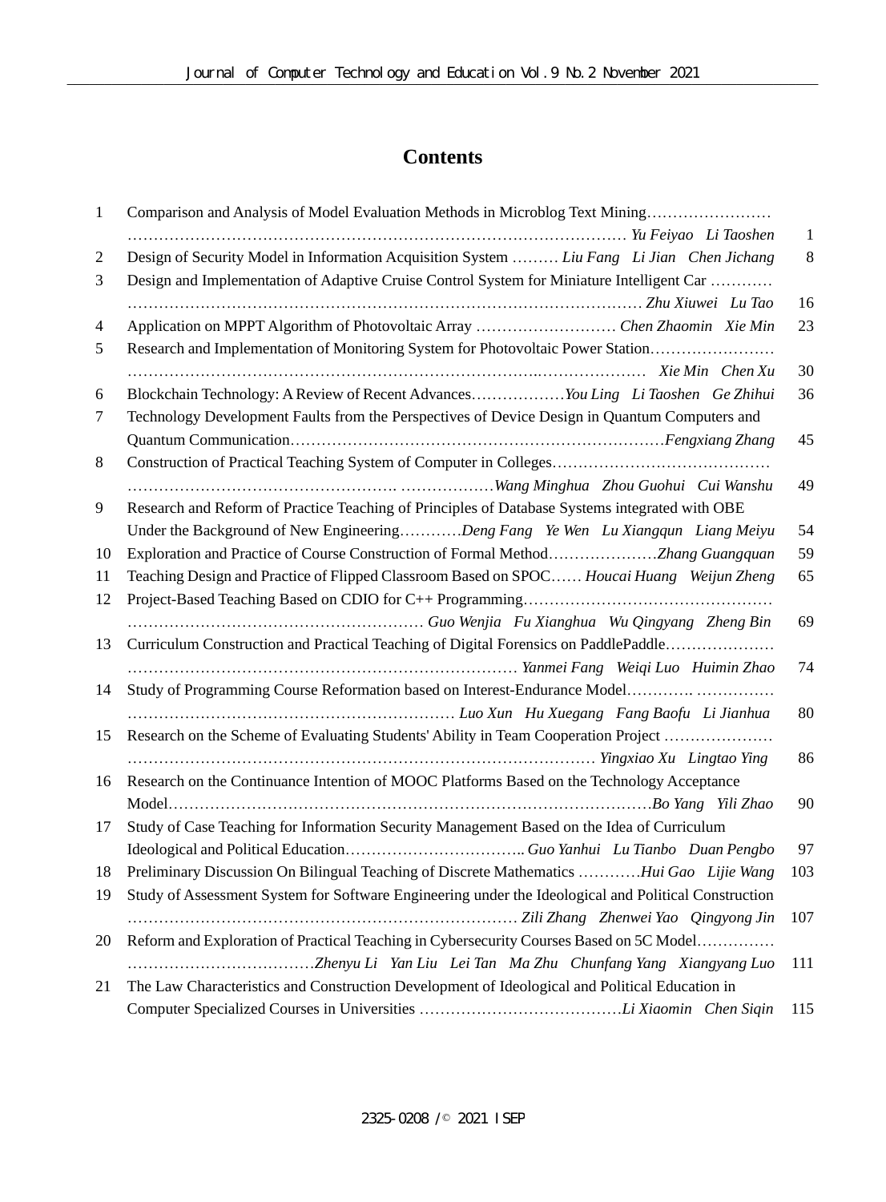# Contents

| | | |
|---|---|---|
| 1 | Comparison and Analysis of Model Evaluation Methods in Microblog Text Mining…………………… *Yu Feiyao Li Taoshen* | 1 |
| 2 | Design of Security Model in Information Acquisition System ……… *Liu Fang Li Jian Chen Jichang* | 8 |
| 3 | Design and Implementation of Adaptive Cruise Control System for Miniature Intelligent Car ………… *Zhu Xiuwei Lu Tao* | 16 |
| 4 | Application on MPPT Algorithm of Photovoltaic Array ……………………… *Chen Zhaomin Xie Min* | 23 |
| 5 | Research and Implementation of Monitoring System for Photovoltaic Power Station…………………… *Xie Min Chen Xu* | 30 |
| 6 | Blockchain Technology: A Review of Recent Advances………………*You Ling Li Taoshen Ge Zhihui* | 36 |
| 7 | Technology Development Faults from the Perspectives of Device Design in Quantum Computers and Quantum Communication……………………………………………………………*Fengxiang Zhang* | 45 |
| 8 | Construction of Practical Teaching System of Computer in Colleges…………………………………… *Wang Minghua Zhou Guohui Cui Wanshu* | 49 |
| 9 | Research and Reform of Practice Teaching of Principles of Database Systems integrated with OBE Under the Background of New Engineering…………*Deng Fang Ye Wen Lu Xiangqun Liang Meiyu* | 54 |
| 10 | Exploration and Practice of Course Construction of Formal Method…………………*Zhang Guangquan* | 59 |
| 11 | Teaching Design and Practice of Flipped Classroom Based on SPOC…… *Houcai Huang Weijun Zheng* | 65 |
| 12 | Project-Based Teaching Based on CDIO for C++ Programming………………………………………… *Guo Wenjia Fu Xianghua Wu Qingyang Zheng Bin* | 69 |
| 13 | Curriculum Construction and Practical Teaching of Digital Forensics on PaddlePaddle………………… *Yanmei Fang Weiqi Luo Huimin Zhao* | 74 |
| 14 | Study of Programming Course Reformation based on Interest-Endurance Model…………. …………… *Luo Xun Hu Xuegang Fang Baofu Li Jianhua* | 80 |
| 15 | Research on the Scheme of Evaluating Students' Ability in Team Cooperation Project ………………… *Yingxiao Xu Lingtao Ying* | 86 |
| 16 | Research on the Continuance Intention of MOOC Platforms Based on the Technology Acceptance Model……………………………………………………………………………*Bo Yang Yili Zhao* | 90 |
| 17 | Study of Case Teaching for Information Security Management Based on the Idea of Curriculum Ideological and Political Education…………………………….. *Guo Yanhui Lu Tianbo Duan Pengbo* | 97 |
| 18 | Preliminary Discussion On Bilingual Teaching of Discrete Mathematics …………*Hui Gao Lijie Wang* | 103 |
| 19 | Study of Assessment System for Software Engineering under the Ideological and Political Construction ………………………………………………………………… *Zili Zhang Zhenwei Yao Qingyong Jin* | 107 |
| 20 | Reform and Exploration of Practical Teaching in Cybersecurity Courses Based on 5C Model…………… ………………………………*Zhenyu Li Yan Liu Lei Tan Ma Zhu Chunfang Yang Xiangyang Luo* | 111 |
| 21 | The Law Characteristics and Construction Development of Ideological and Political Education in Computer Specialized Courses in Universities …………………………………*Li Xiaomin Chen Siqin* | 115 |

2325-0208 /© 2021 ISEP